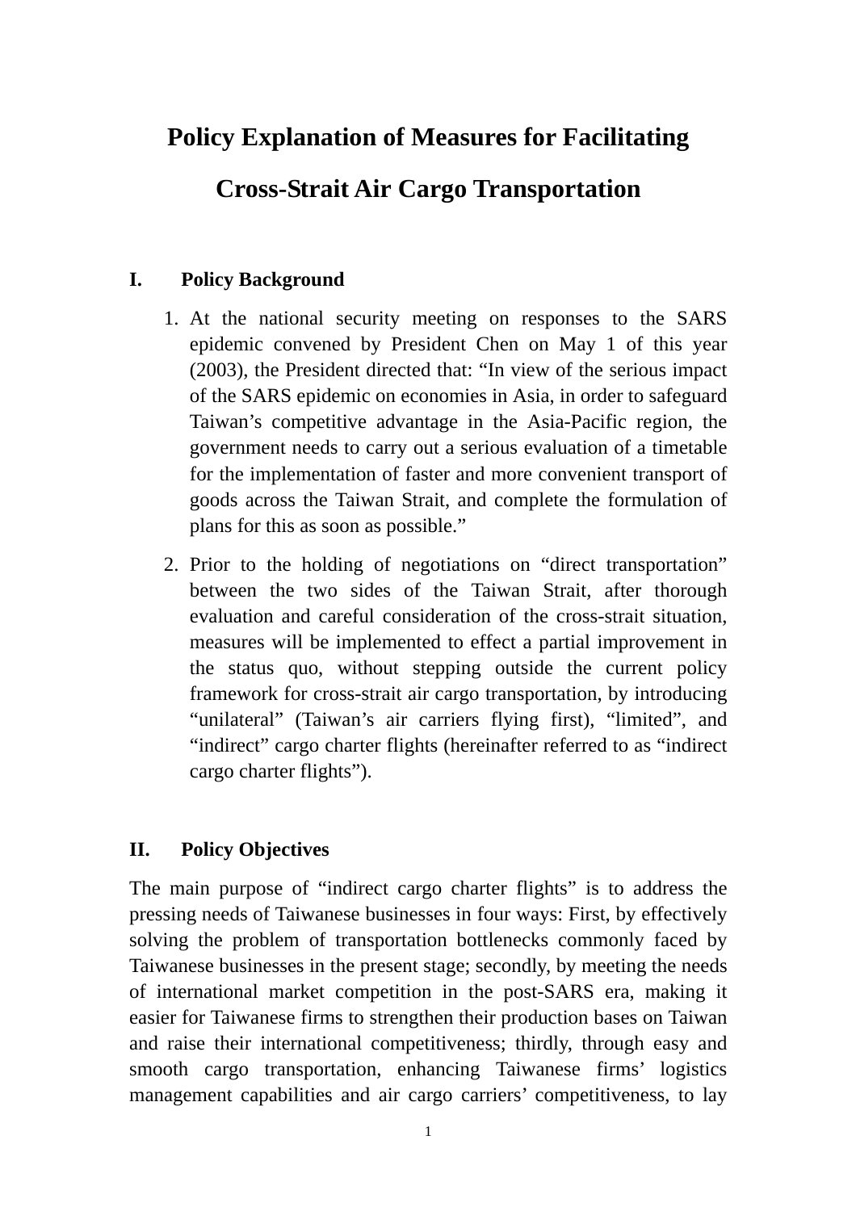# Policy Explanation of Measures for Facilitating Cross-Strait Air Cargo Transportation

## I. Policy Background

1. At the national security meeting on responses to the SARS epidemic convened by President Chen on May 1 of this year (2003), the President directed that: "In view of the serious impact of the SARS epidemic on economies in Asia, in order to safeguard Taiwan's competitive advantage in the Asia-Pacific region, the government needs to carry out a serious evaluation of a timetable for the implementation of faster and more convenient transport of goods across the Taiwan Strait, and complete the formulation of plans for this as soon as possible."
2. Prior to the holding of negotiations on "direct transportation" between the two sides of the Taiwan Strait, after thorough evaluation and careful consideration of the cross-strait situation, measures will be implemented to effect a partial improvement in the status quo, without stepping outside the current policy framework for cross-strait air cargo transportation, by introducing "unilateral" (Taiwan's air carriers flying first), "limited", and "indirect" cargo charter flights (hereinafter referred to as "indirect cargo charter flights").

## II. Policy Objectives

The main purpose of "indirect cargo charter flights" is to address the pressing needs of Taiwanese businesses in four ways: First, by effectively solving the problem of transportation bottlenecks commonly faced by Taiwanese businesses in the present stage; secondly, by meeting the needs of international market competition in the post-SARS era, making it easier for Taiwanese firms to strengthen their production bases on Taiwan and raise their international competitiveness; thirdly, through easy and smooth cargo transportation, enhancing Taiwanese firms' logistics management capabilities and air cargo carriers' competitiveness, to lay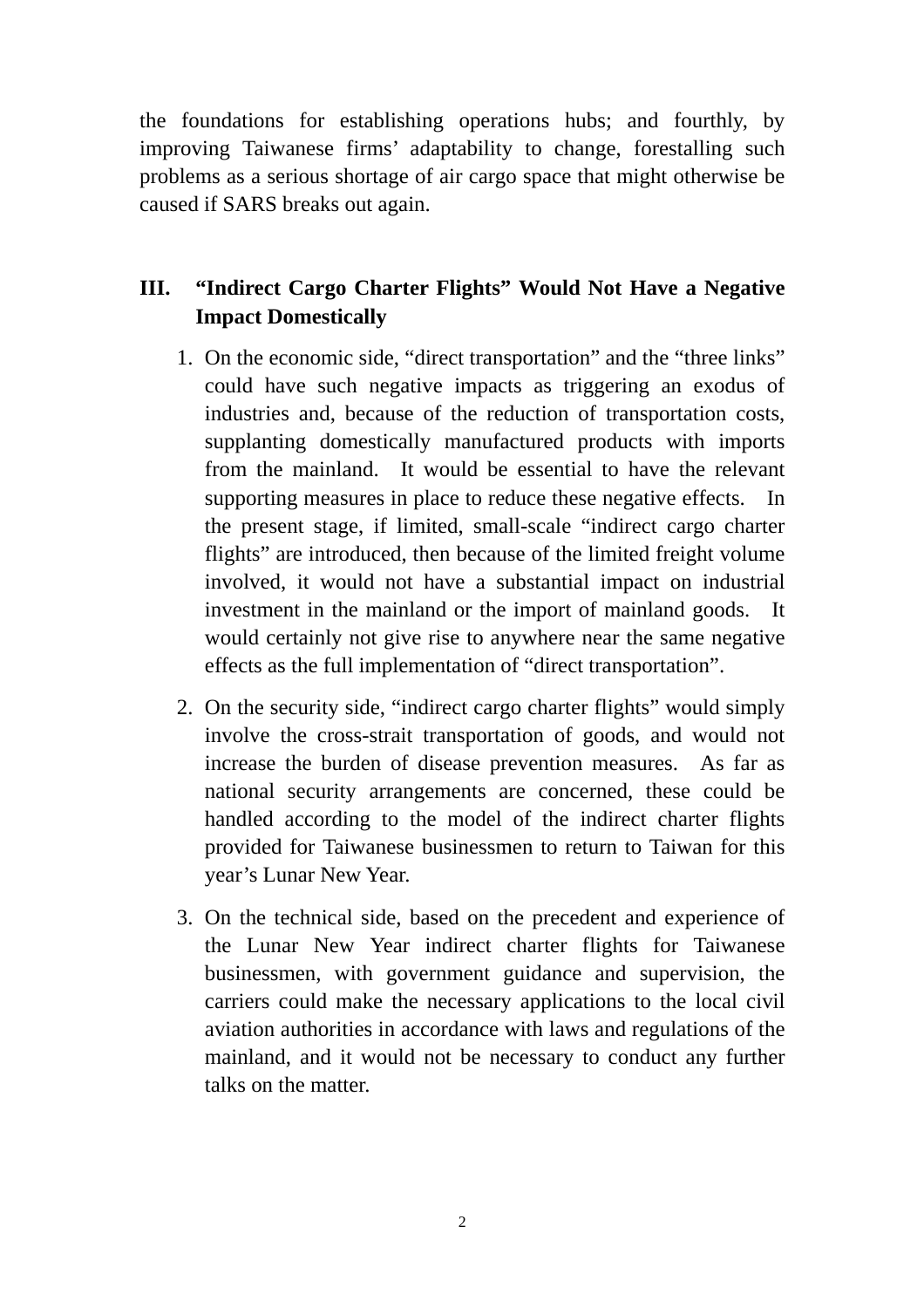the foundations for establishing operations hubs; and fourthly, by improving Taiwanese firms' adaptability to change, forestalling such problems as a serious shortage of air cargo space that might otherwise be caused if SARS breaks out again.

## III. "Indirect Cargo Charter Flights" Would Not Have a Negative Impact Domestically

1. On the economic side, "direct transportation" and the "three links" could have such negative impacts as triggering an exodus of industries and, because of the reduction of transportation costs, supplanting domestically manufactured products with imports from the mainland. It would be essential to have the relevant supporting measures in place to reduce these negative effects. In the present stage, if limited, small-scale "indirect cargo charter flights" are introduced, then because of the limited freight volume involved, it would not have a substantial impact on industrial investment in the mainland or the import of mainland goods. It would certainly not give rise to anywhere near the same negative effects as the full implementation of "direct transportation".

2. On the security side, "indirect cargo charter flights" would simply involve the cross-strait transportation of goods, and would not increase the burden of disease prevention measures. As far as national security arrangements are concerned, these could be handled according to the model of the indirect charter flights provided for Taiwanese businessmen to return to Taiwan for this year's Lunar New Year.

3. On the technical side, based on the precedent and experience of the Lunar New Year indirect charter flights for Taiwanese businessmen, with government guidance and supervision, the carriers could make the necessary applications to the local civil aviation authorities in accordance with laws and regulations of the mainland, and it would not be necessary to conduct any further talks on the matter.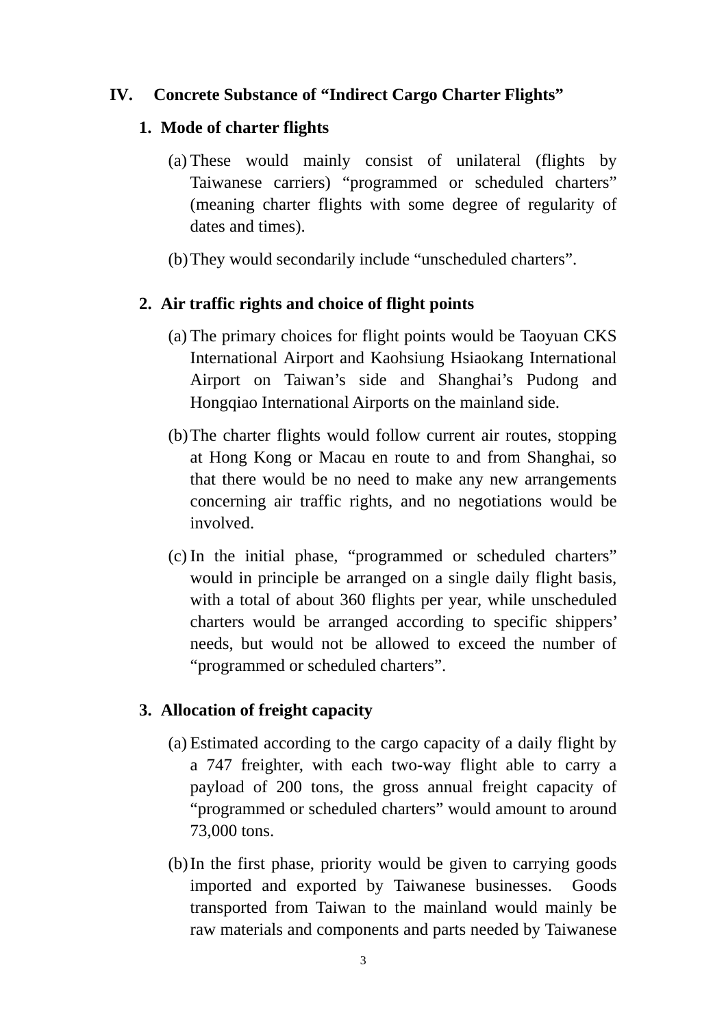## IV. Concrete Substance of "Indirect Cargo Charter Flights"

### 1. Mode of charter flights

(a) These would mainly consist of unilateral (flights by Taiwanese carriers) "programmed or scheduled charters" (meaning charter flights with some degree of regularity of dates and times).

(b) They would secondarily include "unscheduled charters".

### 2. Air traffic rights and choice of flight points

(a) The primary choices for flight points would be Taoyuan CKS International Airport and Kaohsiung Hsiaokang International Airport on Taiwan's side and Shanghai's Pudong and Hongqiao International Airports on the mainland side.

(b) The charter flights would follow current air routes, stopping at Hong Kong or Macau en route to and from Shanghai, so that there would be no need to make any new arrangements concerning air traffic rights, and no negotiations would be involved.

(c) In the initial phase, "programmed or scheduled charters" would in principle be arranged on a single daily flight basis, with a total of about 360 flights per year, while unscheduled charters would be arranged according to specific shippers' needs, but would not be allowed to exceed the number of "programmed or scheduled charters".

### 3. Allocation of freight capacity

(a) Estimated according to the cargo capacity of a daily flight by a 747 freighter, with each two-way flight able to carry a payload of 200 tons, the gross annual freight capacity of "programmed or scheduled charters" would amount to around 73,000 tons.

(b) In the first phase, priority would be given to carrying goods imported and exported by Taiwanese businesses. Goods transported from Taiwan to the mainland would mainly be raw materials and components and parts needed by Taiwanese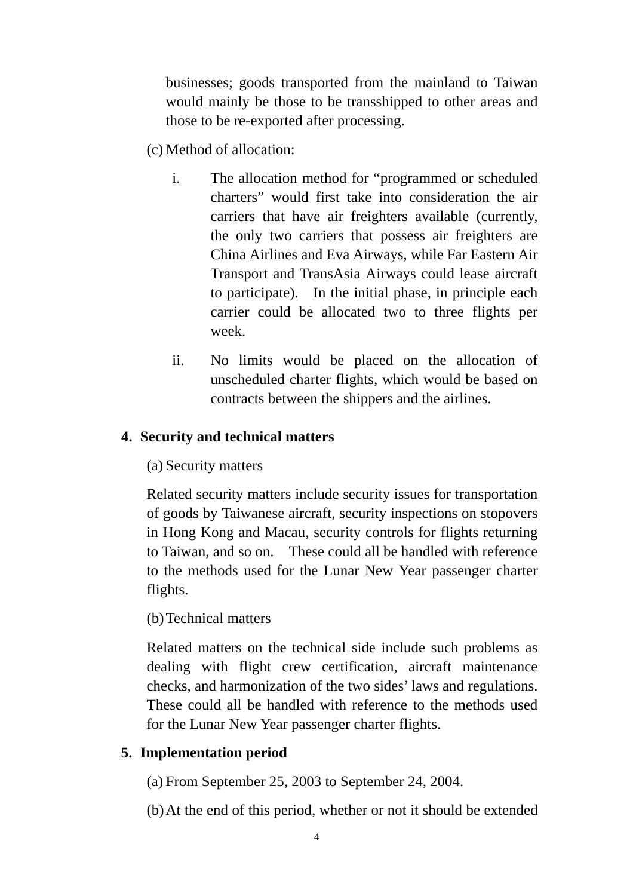businesses; goods transported from the mainland to Taiwan would mainly be those to be transshipped to other areas and those to be re-exported after processing.

(c) Method of allocation:

i. The allocation method for "programmed or scheduled charters" would first take into consideration the air carriers that have air freighters available (currently, the only two carriers that possess air freighters are China Airlines and Eva Airways, while Far Eastern Air Transport and TransAsia Airways could lease aircraft to participate). In the initial phase, in principle each carrier could be allocated two to three flights per week.

ii. No limits would be placed on the allocation of unscheduled charter flights, which would be based on contracts between the shippers and the airlines.

## 4. Security and technical matters

(a) Security matters

Related security matters include security issues for transportation of goods by Taiwanese aircraft, security inspections on stopovers in Hong Kong and Macau, security controls for flights returning to Taiwan, and so on. These could all be handled with reference to the methods used for the Lunar New Year passenger charter flights.

(b) Technical matters

Related matters on the technical side include such problems as dealing with flight crew certification, aircraft maintenance checks, and harmonization of the two sides' laws and regulations. These could all be handled with reference to the methods used for the Lunar New Year passenger charter flights.

## 5. Implementation period

(a) From September 25, 2003 to September 24, 2004.

(b) At the end of this period, whether or not it should be extended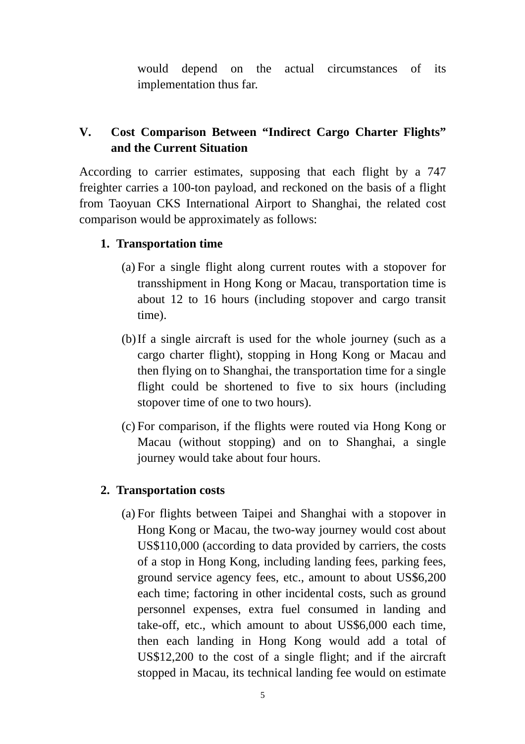would depend on the actual circumstances of its implementation thus far.

## V. Cost Comparison Between "Indirect Cargo Charter Flights" and the Current Situation

According to carrier estimates, supposing that each flight by a 747 freighter carries a 100-ton payload, and reckoned on the basis of a flight from Taoyuan CKS International Airport to Shanghai, the related cost comparison would be approximately as follows:

1. **Transportation time**

   (a) For a single flight along current routes with a stopover for transshipment in Hong Kong or Macau, transportation time is about 12 to 16 hours (including stopover and cargo transit time).

   (b) If a single aircraft is used for the whole journey (such as a cargo charter flight), stopping in Hong Kong or Macau and then flying on to Shanghai, the transportation time for a single flight could be shortened to five to six hours (including stopover time of one to two hours).

   (c) For comparison, if the flights were routed via Hong Kong or Macau (without stopping) and on to Shanghai, a single journey would take about four hours.

2. **Transportation costs**

   (a) For flights between Taipei and Shanghai with a stopover in Hong Kong or Macau, the two-way journey would cost about US$110,000 (according to data provided by carriers, the costs of a stop in Hong Kong, including landing fees, parking fees, ground service agency fees, etc., amount to about US$6,200 each time; factoring in other incidental costs, such as ground personnel expenses, extra fuel consumed in landing and take-off, etc., which amount to about US$6,000 each time, then each landing in Hong Kong would add a total of US$12,200 to the cost of a single flight; and if the aircraft stopped in Macau, its technical landing fee would on estimate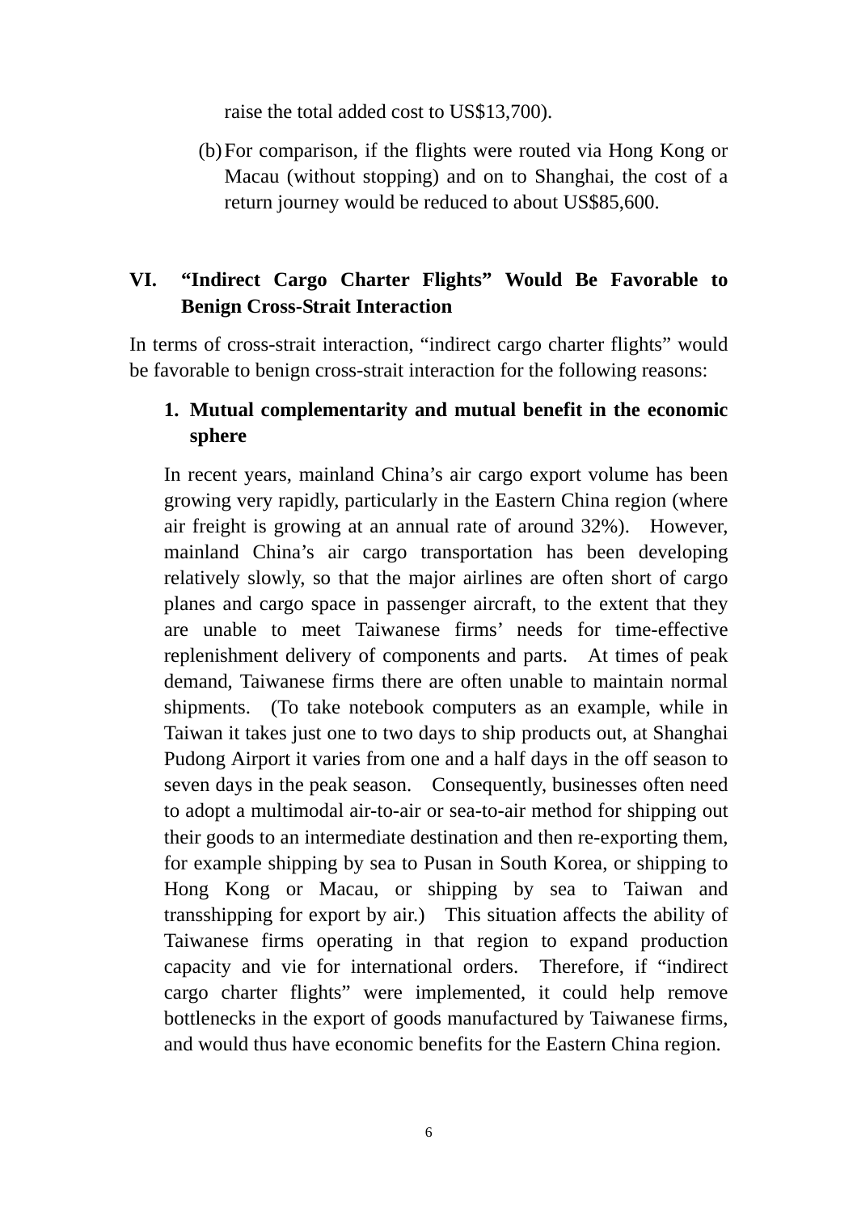raise the total added cost to US$13,700).

(b) For comparison, if the flights were routed via Hong Kong or Macau (without stopping) and on to Shanghai, the cost of a return journey would be reduced to about US$85,600.

## VI. "Indirect Cargo Charter Flights" Would Be Favorable to Benign Cross-Strait Interaction

In terms of cross-strait interaction, "indirect cargo charter flights" would be favorable to benign cross-strait interaction for the following reasons:

### 1. Mutual complementarity and mutual benefit in the economic sphere

In recent years, mainland China's air cargo export volume has been growing very rapidly, particularly in the Eastern China region (where air freight is growing at an annual rate of around 32%). However, mainland China's air cargo transportation has been developing relatively slowly, so that the major airlines are often short of cargo planes and cargo space in passenger aircraft, to the extent that they are unable to meet Taiwanese firms' needs for time-effective replenishment delivery of components and parts. At times of peak demand, Taiwanese firms there are often unable to maintain normal shipments. (To take notebook computers as an example, while in Taiwan it takes just one to two days to ship products out, at Shanghai Pudong Airport it varies from one and a half days in the off season to seven days in the peak season. Consequently, businesses often need to adopt a multimodal air-to-air or sea-to-air method for shipping out their goods to an intermediate destination and then re-exporting them, for example shipping by sea to Pusan in South Korea, or shipping to Hong Kong or Macau, or shipping by sea to Taiwan and transshipping for export by air.) This situation affects the ability of Taiwanese firms operating in that region to expand production capacity and vie for international orders. Therefore, if "indirect cargo charter flights" were implemented, it could help remove bottlenecks in the export of goods manufactured by Taiwanese firms, and would thus have economic benefits for the Eastern China region.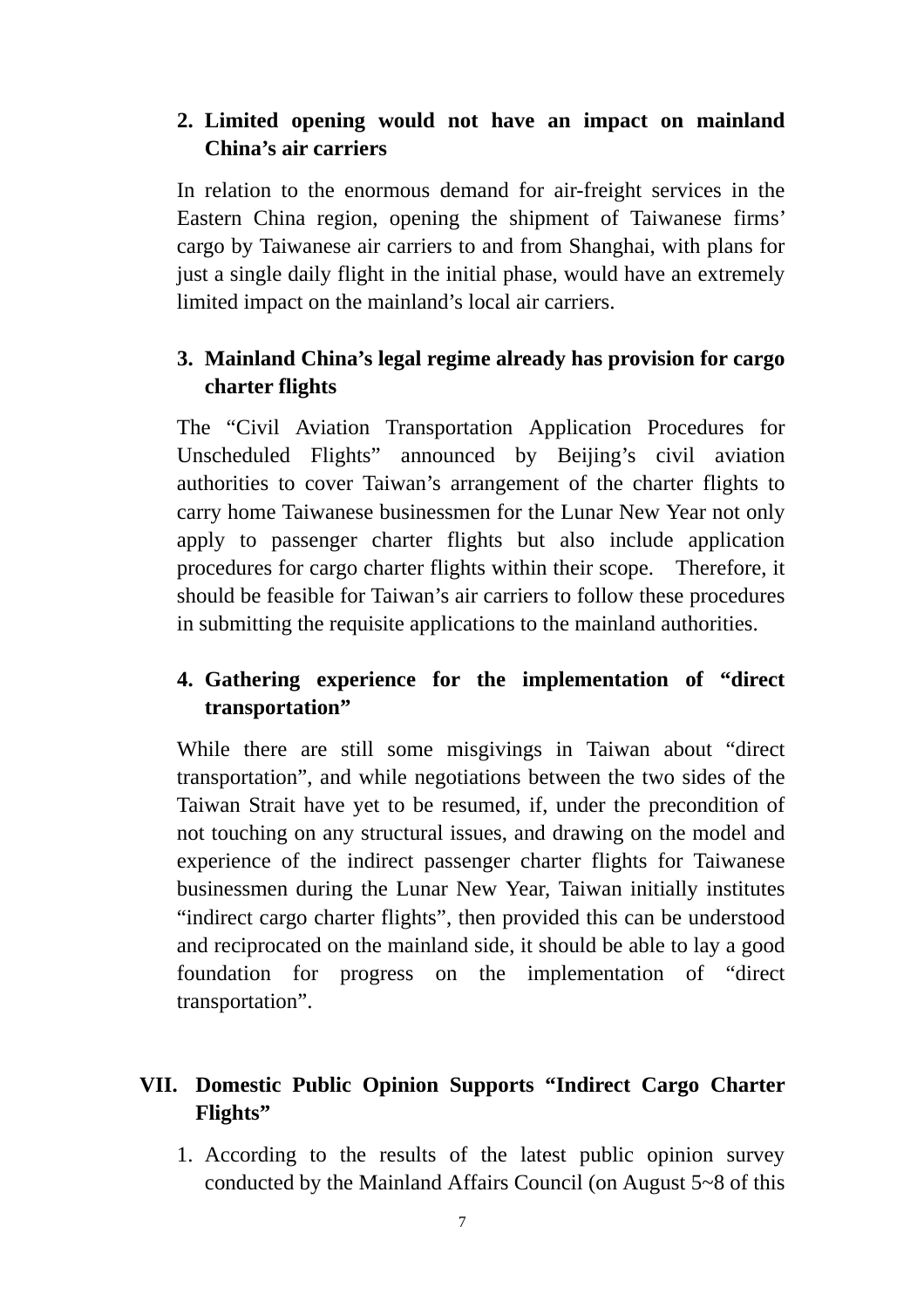**2. Limited opening would not have an impact on mainland China's air carriers**

In relation to the enormous demand for air-freight services in the Eastern China region, opening the shipment of Taiwanese firms' cargo by Taiwanese air carriers to and from Shanghai, with plans for just a single daily flight in the initial phase, would have an extremely limited impact on the mainland's local air carriers.

**3. Mainland China's legal regime already has provision for cargo charter flights**

The "Civil Aviation Transportation Application Procedures for Unscheduled Flights" announced by Beijing's civil aviation authorities to cover Taiwan's arrangement of the charter flights to carry home Taiwanese businessmen for the Lunar New Year not only apply to passenger charter flights but also include application procedures for cargo charter flights within their scope. Therefore, it should be feasible for Taiwan's air carriers to follow these procedures in submitting the requisite applications to the mainland authorities.

**4. Gathering experience for the implementation of "direct transportation"**

While there are still some misgivings in Taiwan about "direct transportation", and while negotiations between the two sides of the Taiwan Strait have yet to be resumed, if, under the precondition of not touching on any structural issues, and drawing on the model and experience of the indirect passenger charter flights for Taiwanese businessmen during the Lunar New Year, Taiwan initially institutes "indirect cargo charter flights", then provided this can be understood and reciprocated on the mainland side, it should be able to lay a good foundation for progress on the implementation of "direct transportation".

## VII. Domestic Public Opinion Supports "Indirect Cargo Charter Flights"

1. According to the results of the latest public opinion survey conducted by the Mainland Affairs Council (on August 5~8 of this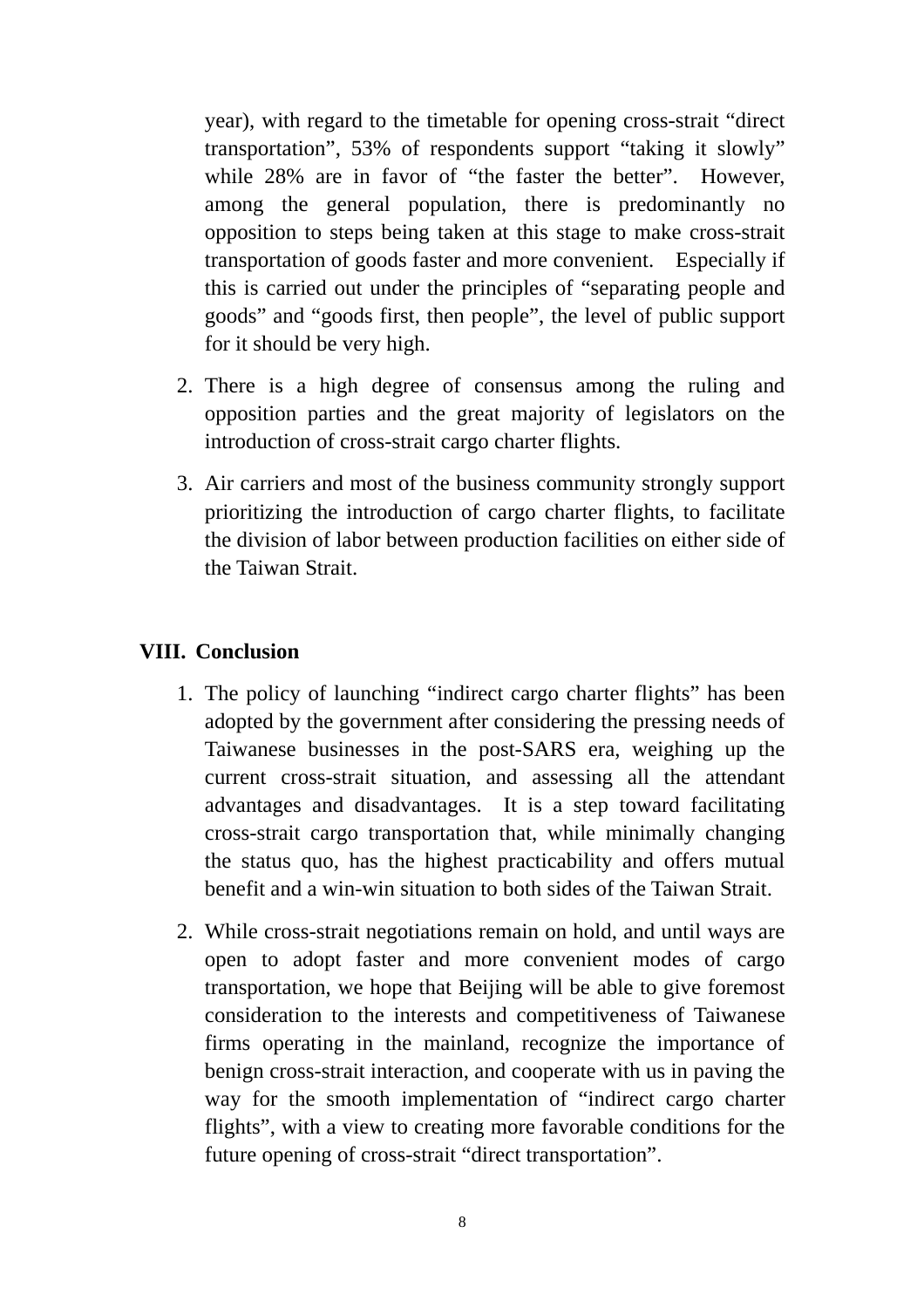year), with regard to the timetable for opening cross-strait "direct transportation", 53% of respondents support "taking it slowly" while 28% are in favor of "the faster the better". However, among the general population, there is predominantly no opposition to steps being taken at this stage to make cross-strait transportation of goods faster and more convenient. Especially if this is carried out under the principles of "separating people and goods" and "goods first, then people", the level of public support for it should be very high.

2. There is a high degree of consensus among the ruling and opposition parties and the great majority of legislators on the introduction of cross-strait cargo charter flights.
3. Air carriers and most of the business community strongly support prioritizing the introduction of cargo charter flights, to facilitate the division of labor between production facilities on either side of the Taiwan Strait.

## VIII. Conclusion

1. The policy of launching "indirect cargo charter flights" has been adopted by the government after considering the pressing needs of Taiwanese businesses in the post-SARS era, weighing up the current cross-strait situation, and assessing all the attendant advantages and disadvantages. It is a step toward facilitating cross-strait cargo transportation that, while minimally changing the status quo, has the highest practicability and offers mutual benefit and a win-win situation to both sides of the Taiwan Strait.
2. While cross-strait negotiations remain on hold, and until ways are open to adopt faster and more convenient modes of cargo transportation, we hope that Beijing will be able to give foremost consideration to the interests and competitiveness of Taiwanese firms operating in the mainland, recognize the importance of benign cross-strait interaction, and cooperate with us in paving the way for the smooth implementation of "indirect cargo charter flights", with a view to creating more favorable conditions for the future opening of cross-strait "direct transportation".